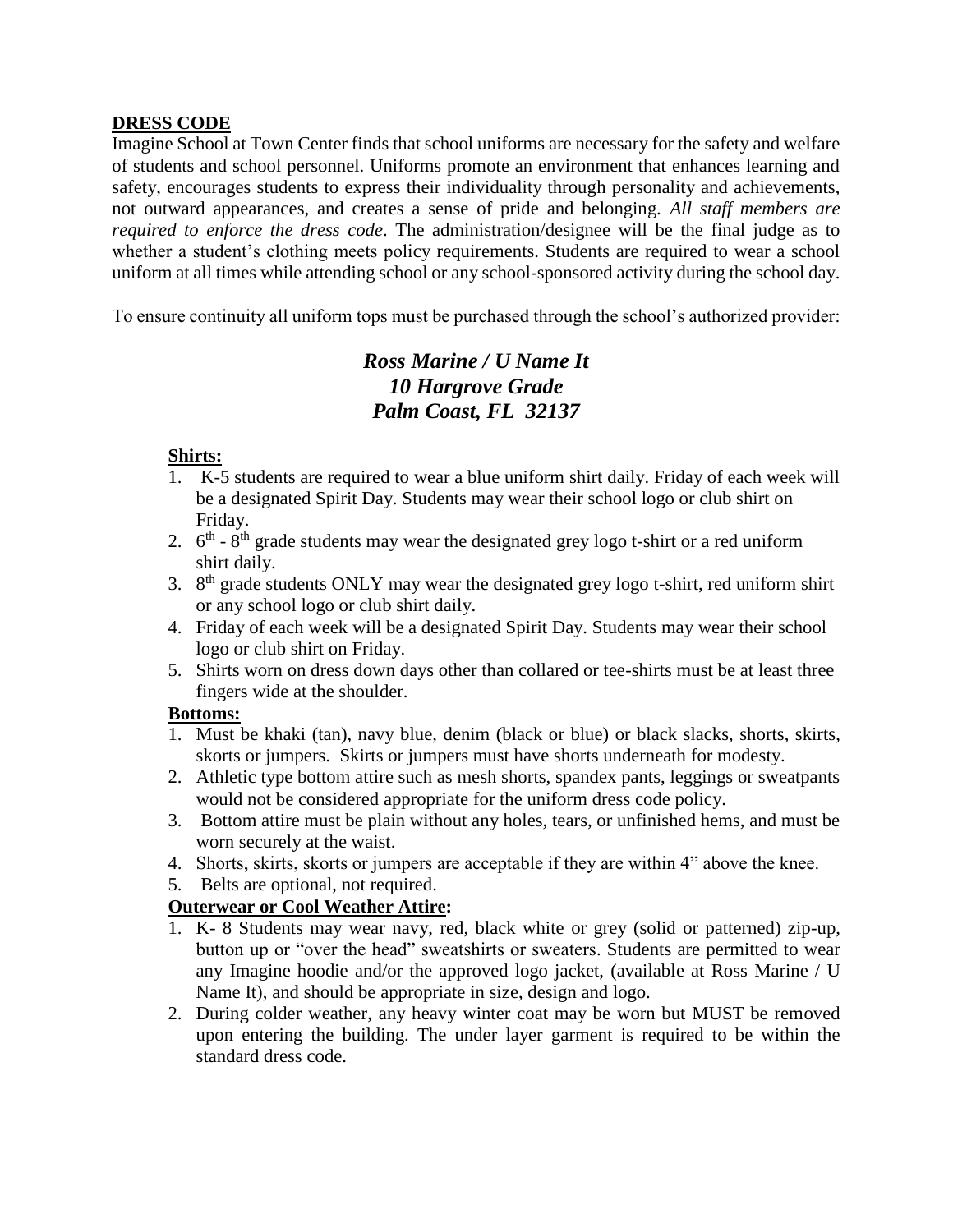## DRESS CODE

Imagine School at Town Center finds that school uniforms are necessary for the safety and welfare of students and school personnel. Uniforms promote an environment that enhances learning and safety, encourages students to express their individuality through personality and achievements, not outward appearances, and creates a sense of pride and belonging. *All staff members are required to enforce the dress code*. The administration/designee will be the final judge as to whether a student's clothing meets policy requirements. Students are required to wear a school uniform at all times while attending school or any school-sponsored activity during the school day.

To ensure continuity all uniform tops must be purchased through the school's authorized provider:

***Ross Marine / U Name It***
***10 Hargrove Grade***
***Palm Coast, FL 32137***

### Shirts:

1. K-5 students are required to wear a blue uniform shirt daily. Friday of each week will be a designated Spirit Day. Students may wear their school logo or club shirt on Friday.
2. 6th - 8th grade students may wear the designated grey logo t-shirt or a red uniform shirt daily.
3. 8th grade students ONLY may wear the designated grey logo t-shirt, red uniform shirt or any school logo or club shirt daily.
4. Friday of each week will be a designated Spirit Day. Students may wear their school logo or club shirt on Friday.
5. Shirts worn on dress down days other than collared or tee-shirts must be at least three fingers wide at the shoulder.

### Bottoms:

1. Must be khaki (tan), navy blue, denim (black or blue) or black slacks, shorts, skirts, skorts or jumpers. Skirts or jumpers must have shorts underneath for modesty.
2. Athletic type bottom attire such as mesh shorts, spandex pants, leggings or sweatpants would not be considered appropriate for the uniform dress code policy.
3. Bottom attire must be plain without any holes, tears, or unfinished hems, and must be worn securely at the waist.
4. Shorts, skirts, skorts or jumpers are acceptable if they are within 4" above the knee.
5. Belts are optional, not required.

### Outerwear or Cool Weather Attire:

1. K- 8 Students may wear navy, red, black white or grey (solid or patterned) zip-up, button up or "over the head" sweatshirts or sweaters. Students are permitted to wear any Imagine hoodie and/or the approved logo jacket, (available at Ross Marine / U Name It), and should be appropriate in size, design and logo.
2. During colder weather, any heavy winter coat may be worn but MUST be removed upon entering the building. The under layer garment is required to be within the standard dress code.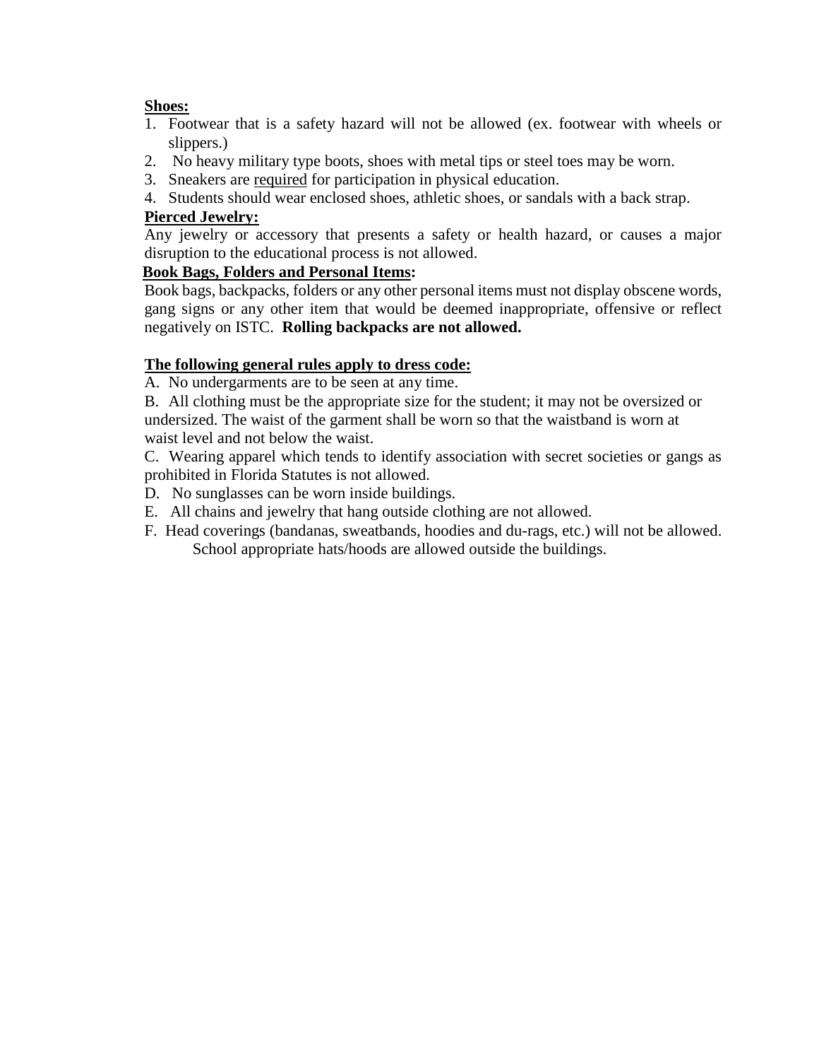**Shoes:**

1. Footwear that is a safety hazard will not be allowed (ex. footwear with wheels or slippers.)
2. No heavy military type boots, shoes with metal tips or steel toes may be worn.
3. Sneakers are <u>required</u> for participation in physical education.
4. Students should wear enclosed shoes, athletic shoes, or sandals with a back strap.

**Pierced Jewelry:**

Any jewelry or accessory that presents a safety or health hazard, or causes a major disruption to the educational process is not allowed.

**Book Bags, Folders and Personal Items:**

Book bags, backpacks, folders or any other personal items must not display obscene words, gang signs or any other item that would be deemed inappropriate, offensive or reflect negatively on ISTC. **Rolling backpacks are not allowed.**

**The following general rules apply to dress code:**

A. No undergarments are to be seen at any time.

B. All clothing must be the appropriate size for the student; it may not be oversized or undersized. The waist of the garment shall be worn so that the waistband is worn at waist level and not below the waist.

C. Wearing apparel which tends to identify association with secret societies or gangs as prohibited in Florida Statutes is not allowed.

D. No sunglasses can be worn inside buildings.

E. All chains and jewelry that hang outside clothing are not allowed.

F. Head coverings (bandanas, sweatbands, hoodies and du-rags, etc.) will not be allowed. School appropriate hats/hoods are allowed outside the buildings.